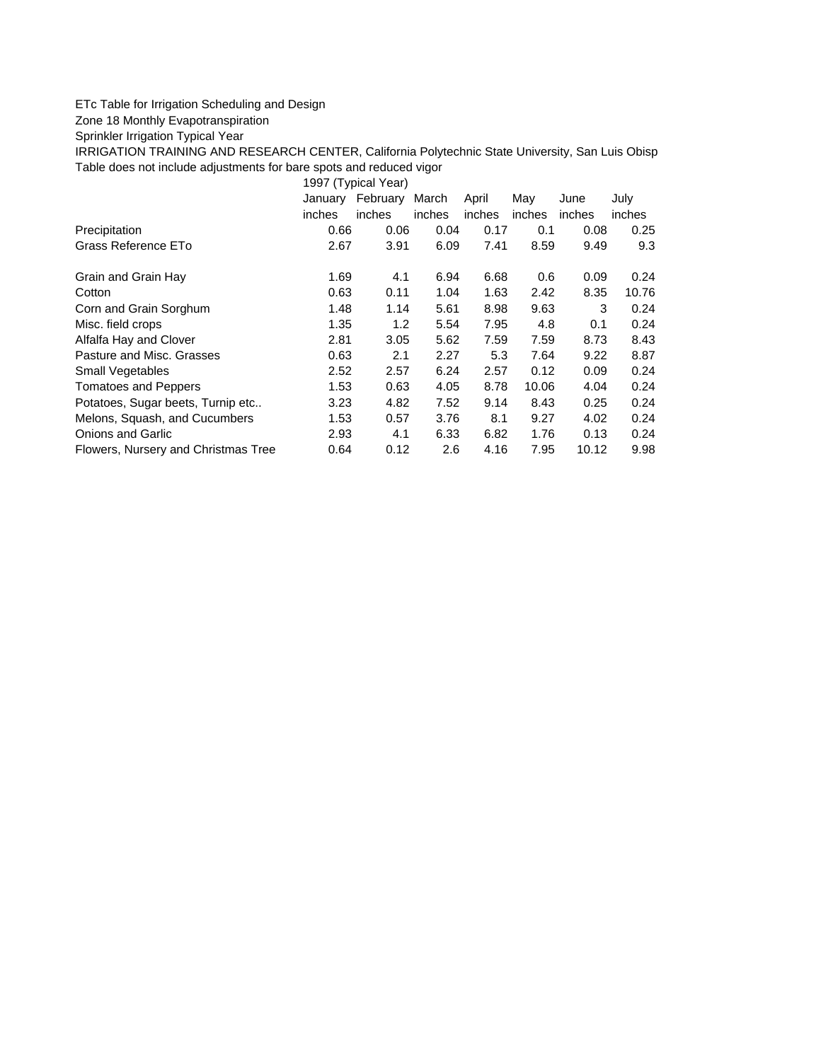ETc Table for Irrigation Scheduling and Design

Zone 18 Monthly Evapotranspiration

Sprinkler Irrigation Typical Year

IRRIGATION TRAINING AND RESEARCH CENTER, California Polytechnic State University, San Luis Obisp

Table does not include adjustments for bare spots and reduced vigor

| | 1997 (Typical Year) | | | | | | |
|---|---|---|---|---|---|---|---|
| | January | February | March | April | May | June | July |
| | inches | inches | inches | inches | inches | inches | inches |
| Precipitation | 0.66 | 0.06 | 0.04 | 0.17 | 0.1 | 0.08 | 0.25 |
| Grass Reference ETo | 2.67 | 3.91 | 6.09 | 7.41 | 8.59 | 9.49 | 9.3 |
| Grain and Grain Hay | 1.69 | 4.1 | 6.94 | 6.68 | 0.6 | 0.09 | 0.24 |
| Cotton | 0.63 | 0.11 | 1.04 | 1.63 | 2.42 | 8.35 | 10.76 |
| Corn and Grain Sorghum | 1.48 | 1.14 | 5.61 | 8.98 | 9.63 | 3 | 0.24 |
| Misc. field crops | 1.35 | 1.2 | 5.54 | 7.95 | 4.8 | 0.1 | 0.24 |
| Alfalfa Hay and Clover | 2.81 | 3.05 | 5.62 | 7.59 | 7.59 | 8.73 | 8.43 |
| Pasture and Misc. Grasses | 0.63 | 2.1 | 2.27 | 5.3 | 7.64 | 9.22 | 8.87 |
| Small Vegetables | 2.52 | 2.57 | 6.24 | 2.57 | 0.12 | 0.09 | 0.24 |
| Tomatoes and Peppers | 1.53 | 0.63 | 4.05 | 8.78 | 10.06 | 4.04 | 0.24 |
| Potatoes, Sugar beets, Turnip etc.. | 3.23 | 4.82 | 7.52 | 9.14 | 8.43 | 0.25 | 0.24 |
| Melons, Squash, and Cucumbers | 1.53 | 0.57 | 3.76 | 8.1 | 9.27 | 4.02 | 0.24 |
| Onions and Garlic | 2.93 | 4.1 | 6.33 | 6.82 | 1.76 | 0.13 | 0.24 |
| Flowers, Nursery and Christmas Tree | 0.64 | 0.12 | 2.6 | 4.16 | 7.95 | 10.12 | 9.98 |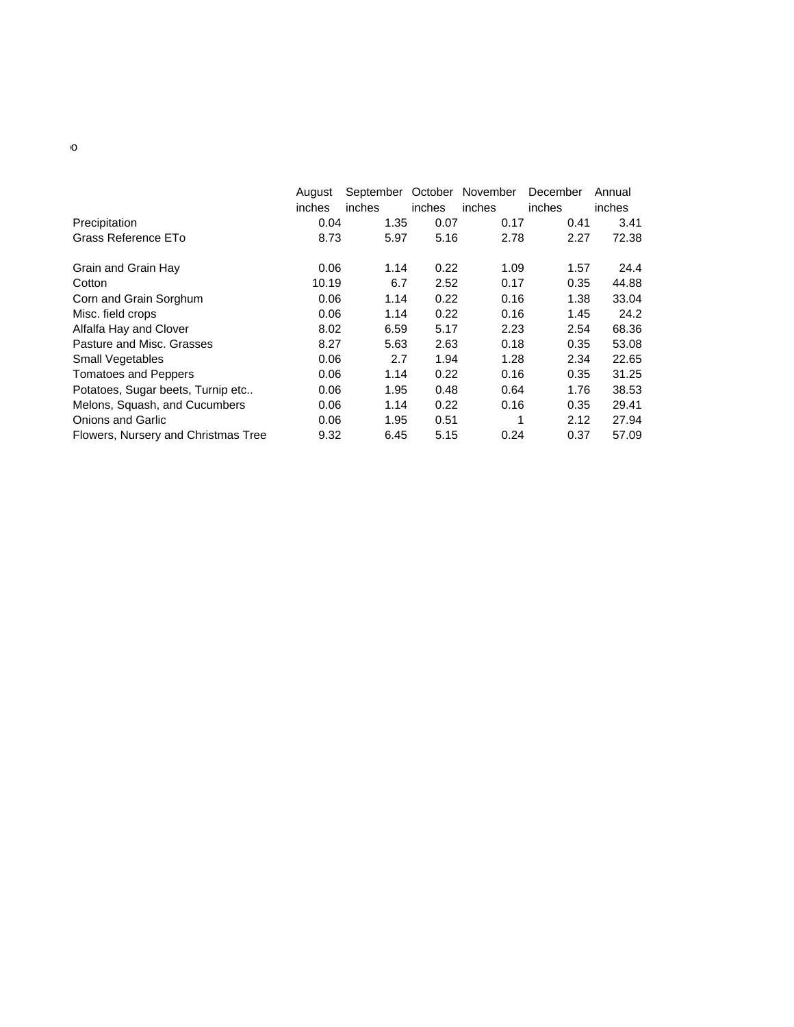ıo

| | August inches | September inches | October inches | November inches | December inches | Annual inches |
|---|---|---|---|---|---|---|
| Precipitation | 0.04 | 1.35 | 0.07 | 0.17 | 0.41 | 3.41 |
| Grass Reference ETo | 8.73 | 5.97 | 5.16 | 2.78 | 2.27 | 72.38 |
| | | | | | | |
| Grain and Grain Hay | 0.06 | 1.14 | 0.22 | 1.09 | 1.57 | 24.4 |
| Cotton | 10.19 | 6.7 | 2.52 | 0.17 | 0.35 | 44.88 |
| Corn and Grain Sorghum | 0.06 | 1.14 | 0.22 | 0.16 | 1.38 | 33.04 |
| Misc. field crops | 0.06 | 1.14 | 0.22 | 0.16 | 1.45 | 24.2 |
| Alfalfa Hay and Clover | 8.02 | 6.59 | 5.17 | 2.23 | 2.54 | 68.36 |
| Pasture and Misc. Grasses | 8.27 | 5.63 | 2.63 | 0.18 | 0.35 | 53.08 |
| Small Vegetables | 0.06 | 2.7 | 1.94 | 1.28 | 2.34 | 22.65 |
| Tomatoes and Peppers | 0.06 | 1.14 | 0.22 | 0.16 | 0.35 | 31.25 |
| Potatoes, Sugar beets, Turnip etc.. | 0.06 | 1.95 | 0.48 | 0.64 | 1.76 | 38.53 |
| Melons, Squash, and Cucumbers | 0.06 | 1.14 | 0.22 | 0.16 | 0.35 | 29.41 |
| Onions and Garlic | 0.06 | 1.95 | 0.51 | 1 | 2.12 | 27.94 |
| Flowers, Nursery and Christmas Tree | 9.32 | 6.45 | 5.15 | 0.24 | 0.37 | 57.09 |